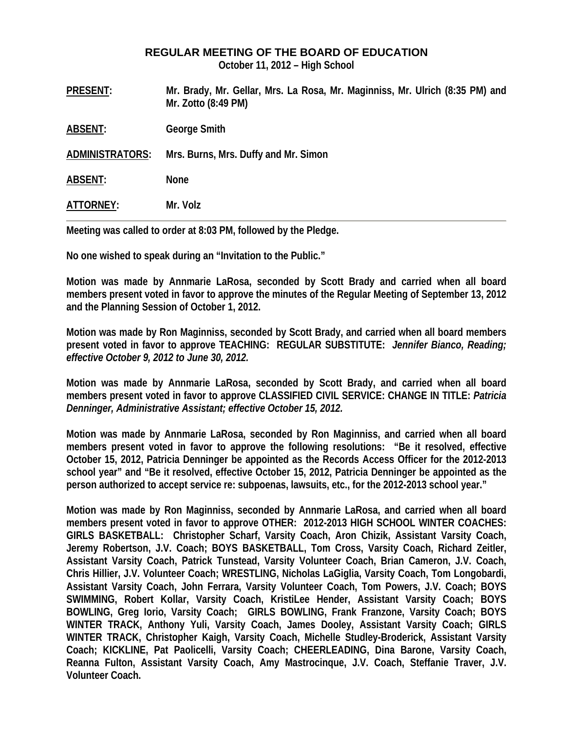# REGULAR MEETING OF THE BOARD OF EDUCATION

**October 11, 2012 – High School**

**PRESENT:** Mr. Brady, Mr. Gellar, Mrs. La Rosa, Mr. Maginniss, Mr. Ulrich (8:35 PM) and Mr. Zotto (8:49 PM)

**ABSENT:** George Smith

**ADMINISTRATORS:** Mrs. Burns, Mrs. Duffy and Mr. Simon

**ABSENT:** None

**ATTORNEY:** Mr. Volz

---

**Meeting was called to order at 8:03 PM, followed by the Pledge.**

**No one wished to speak during an "Invitation to the Public."**

**Motion was made by Annmarie LaRosa, seconded by Scott Brady and carried when all board members present voted in favor to approve the minutes of the Regular Meeting of September 13, 2012 and the Planning Session of October 1, 2012.**

**Motion was made by Ron Maginniss, seconded by Scott Brady, and carried when all board members present voted in favor to approve TEACHING: REGULAR SUBSTITUTE:** ***Jennifer Bianco, Reading; effective October 9, 2012 to June 30, 2012.***

**Motion was made by Annmarie LaRosa, seconded by Scott Brady, and carried when all board members present voted in favor to approve CLASSIFIED CIVIL SERVICE: CHANGE IN TITLE:** ***Patricia Denninger, Administrative Assistant; effective October 15, 2012.***

**Motion was made by Annmarie LaRosa, seconded by Ron Maginniss, and carried when all board members present voted in favor to approve the following resolutions: "Be it resolved, effective October 15, 2012, Patricia Denninger be appointed as the Records Access Officer for the 2012-2013 school year" and "Be it resolved, effective October 15, 2012, Patricia Denninger be appointed as the person authorized to accept service re: subpoenas, lawsuits, etc., for the 2012-2013 school year."**

**Motion was made by Ron Maginniss, seconded by Annmarie LaRosa, and carried when all board members present voted in favor to approve OTHER: 2012-2013 HIGH SCHOOL WINTER COACHES: GIRLS BASKETBALL: Christopher Scharf, Varsity Coach, Aron Chizik, Assistant Varsity Coach, Jeremy Robertson, J.V. Coach; BOYS BASKETBALL, Tom Cross, Varsity Coach, Richard Zeitler, Assistant Varsity Coach, Patrick Tunstead, Varsity Volunteer Coach, Brian Cameron, J.V. Coach, Chris Hillier, J.V. Volunteer Coach; WRESTLING, Nicholas LaGiglia, Varsity Coach, Tom Longobardi, Assistant Varsity Coach, John Ferrara, Varsity Volunteer Coach, Tom Powers, J.V. Coach; BOYS SWIMMING, Robert Kollar, Varsity Coach, KristiLee Hender, Assistant Varsity Coach; BOYS BOWLING, Greg Iorio, Varsity Coach; GIRLS BOWLING, Frank Franzone, Varsity Coach; BOYS WINTER TRACK, Anthony Yuli, Varsity Coach, James Dooley, Assistant Varsity Coach; GIRLS WINTER TRACK, Christopher Kaigh, Varsity Coach, Michelle Studley-Broderick, Assistant Varsity Coach; KICKLINE, Pat Paolicelli, Varsity Coach; CHEERLEADING, Dina Barone, Varsity Coach, Reanna Fulton, Assistant Varsity Coach, Amy Mastrocinque, J.V. Coach, Steffanie Traver, J.V. Volunteer Coach.**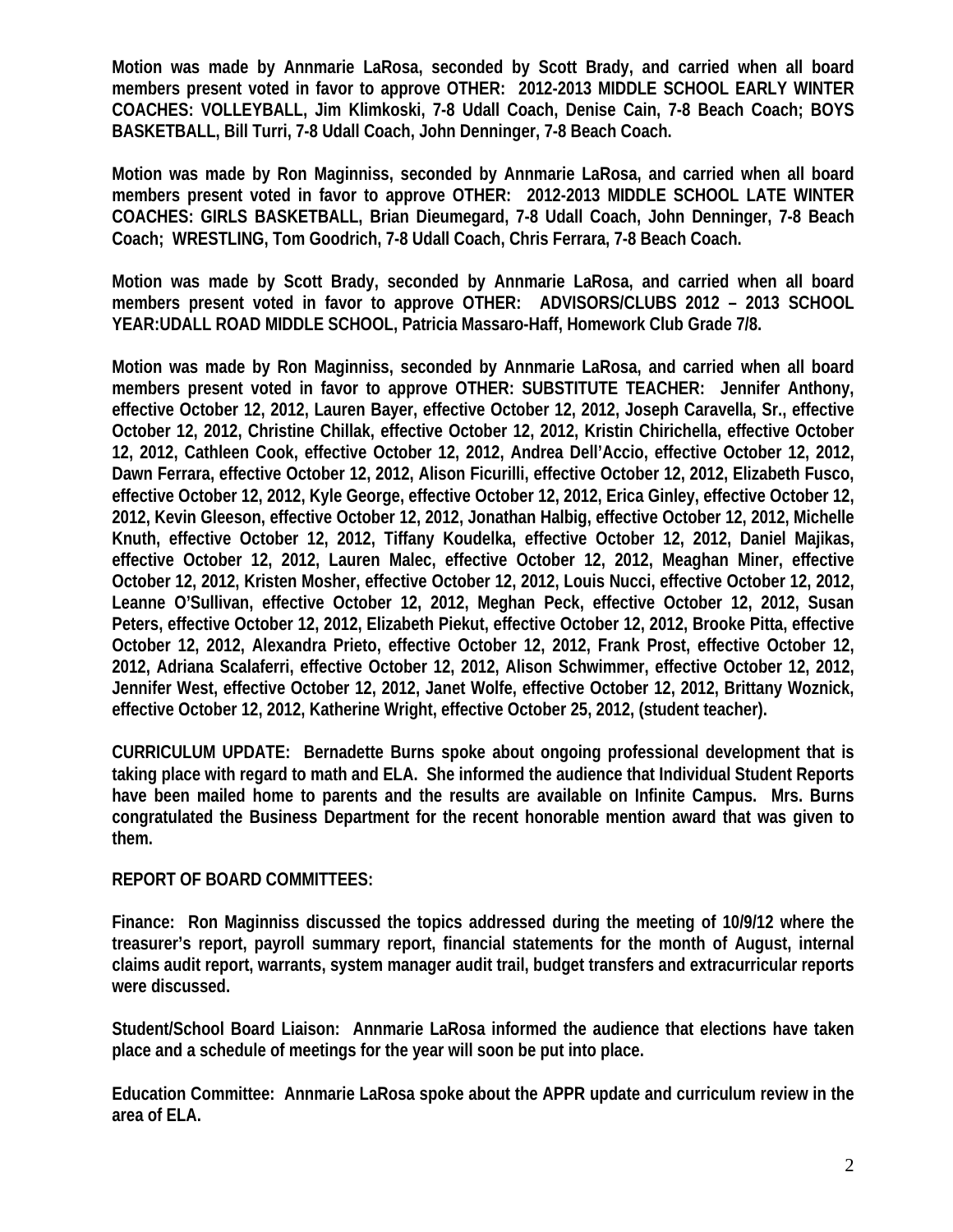**Motion was made by Annmarie LaRosa, seconded by Scott Brady, and carried when all board members present voted in favor to approve OTHER: 2012-2013 MIDDLE SCHOOL EARLY WINTER COACHES: VOLLEYBALL, Jim Klimkoski, 7-8 Udall Coach, Denise Cain, 7-8 Beach Coach; BOYS BASKETBALL, Bill Turri, 7-8 Udall Coach, John Denninger, 7-8 Beach Coach.**

**Motion was made by Ron Maginniss, seconded by Annmarie LaRosa, and carried when all board members present voted in favor to approve OTHER: 2012-2013 MIDDLE SCHOOL LATE WINTER COACHES: GIRLS BASKETBALL, Brian Dieumegard, 7-8 Udall Coach, John Denninger, 7-8 Beach Coach; WRESTLING, Tom Goodrich, 7-8 Udall Coach, Chris Ferrara, 7-8 Beach Coach.**

**Motion was made by Scott Brady, seconded by Annmarie LaRosa, and carried when all board members present voted in favor to approve OTHER: ADVISORS/CLUBS 2012 – 2013 SCHOOL YEAR:UDALL ROAD MIDDLE SCHOOL, Patricia Massaro-Haff, Homework Club Grade 7/8.**

**Motion was made by Ron Maginniss, seconded by Annmarie LaRosa, and carried when all board members present voted in favor to approve OTHER: SUBSTITUTE TEACHER: Jennifer Anthony, effective October 12, 2012, Lauren Bayer, effective October 12, 2012, Joseph Caravella, Sr., effective October 12, 2012, Christine Chillak, effective October 12, 2012, Kristin Chirichella, effective October 12, 2012, Cathleen Cook, effective October 12, 2012, Andrea Dell'Accio, effective October 12, 2012, Dawn Ferrara, effective October 12, 2012, Alison Ficurilli, effective October 12, 2012, Elizabeth Fusco, effective October 12, 2012, Kyle George, effective October 12, 2012, Erica Ginley, effective October 12, 2012, Kevin Gleeson, effective October 12, 2012, Jonathan Halbig, effective October 12, 2012, Michelle Knuth, effective October 12, 2012, Tiffany Koudelka, effective October 12, 2012, Daniel Majikas, effective October 12, 2012, Lauren Malec, effective October 12, 2012, Meaghan Miner, effective October 12, 2012, Kristen Mosher, effective October 12, 2012, Louis Nucci, effective October 12, 2012, Leanne O'Sullivan, effective October 12, 2012, Meghan Peck, effective October 12, 2012, Susan Peters, effective October 12, 2012, Elizabeth Piekut, effective October 12, 2012, Brooke Pitta, effective October 12, 2012, Alexandra Prieto, effective October 12, 2012, Frank Prost, effective October 12, 2012, Adriana Scalaferri, effective October 12, 2012, Alison Schwimmer, effective October 12, 2012, Jennifer West, effective October 12, 2012, Janet Wolfe, effective October 12, 2012, Brittany Woznick, effective October 12, 2012, Katherine Wright, effective October 25, 2012, (student teacher).**

**CURRICULUM UPDATE: Bernadette Burns spoke about ongoing professional development that is taking place with regard to math and ELA. She informed the audience that Individual Student Reports have been mailed home to parents and the results are available on Infinite Campus. Mrs. Burns congratulated the Business Department for the recent honorable mention award that was given to them.**

**REPORT OF BOARD COMMITTEES:**

**Finance: Ron Maginniss discussed the topics addressed during the meeting of 10/9/12 where the treasurer's report, payroll summary report, financial statements for the month of August, internal claims audit report, warrants, system manager audit trail, budget transfers and extracurricular reports were discussed.**

**Student/School Board Liaison: Annmarie LaRosa informed the audience that elections have taken place and a schedule of meetings for the year will soon be put into place.**

**Education Committee: Annmarie LaRosa spoke about the APPR update and curriculum review in the area of ELA.**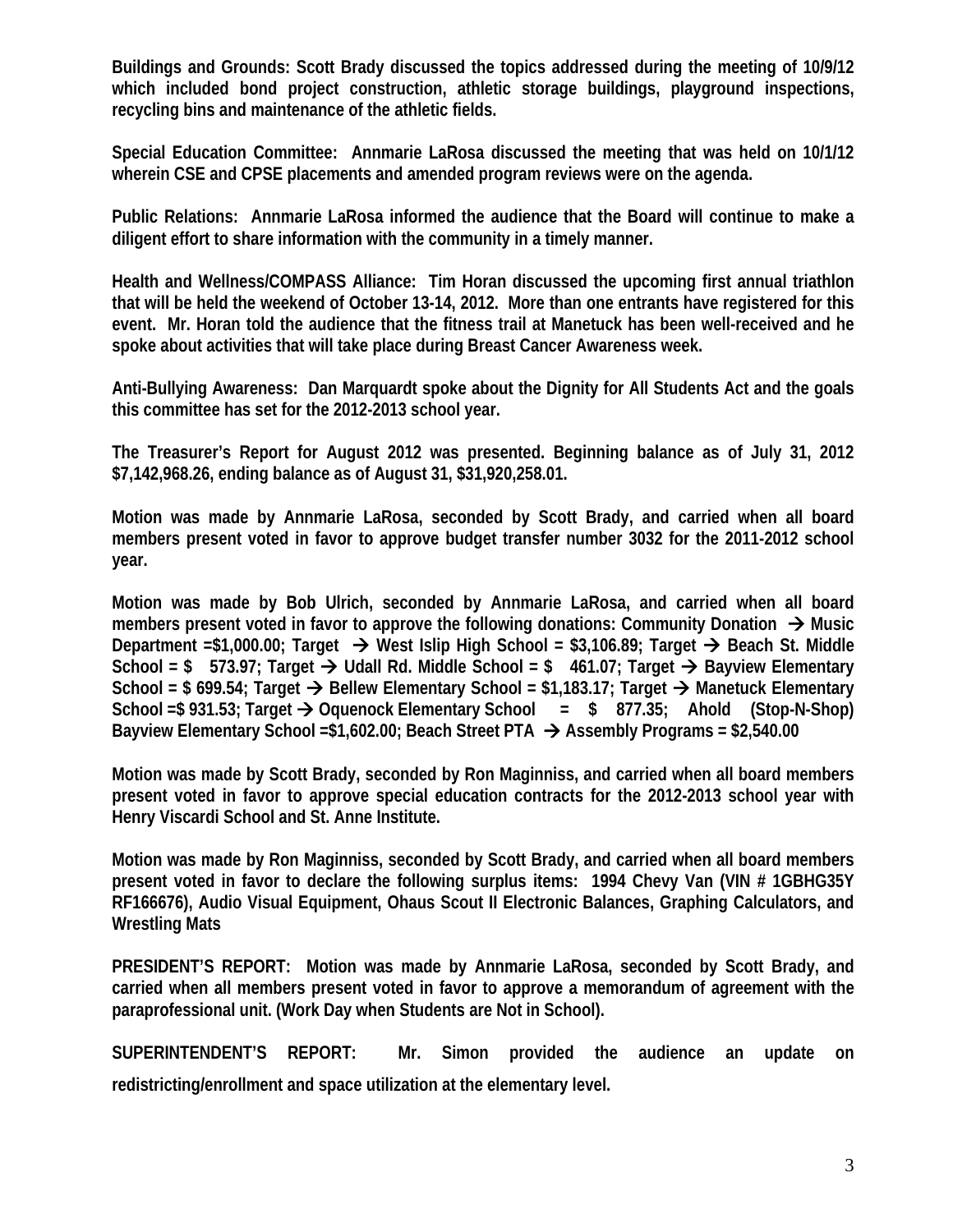**Buildings and Grounds: Scott Brady discussed the topics addressed during the meeting of 10/9/12 which included bond project construction, athletic storage buildings, playground inspections, recycling bins and maintenance of the athletic fields.**

**Special Education Committee: Annmarie LaRosa discussed the meeting that was held on 10/1/12 wherein CSE and CPSE placements and amended program reviews were on the agenda.**

**Public Relations: Annmarie LaRosa informed the audience that the Board will continue to make a diligent effort to share information with the community in a timely manner.**

**Health and Wellness/COMPASS Alliance: Tim Horan discussed the upcoming first annual triathlon that will be held the weekend of October 13-14, 2012. More than one entrants have registered for this event. Mr. Horan told the audience that the fitness trail at Manetuck has been well-received and he spoke about activities that will take place during Breast Cancer Awareness week.**

**Anti-Bullying Awareness: Dan Marquardt spoke about the Dignity for All Students Act and the goals this committee has set for the 2012-2013 school year.**

**The Treasurer's Report for August 2012 was presented. Beginning balance as of July 31, 2012 $7,142,968.26, ending balance as of August 31, $31,920,258.01.**

**Motion was made by Annmarie LaRosa, seconded by Scott Brady, and carried when all board members present voted in favor to approve budget transfer number 3032 for the 2011-2012 school year.**

**Motion was made by Bob Ulrich, seconded by Annmarie LaRosa, and carried when all board members present voted in favor to approve the following donations: Community Donation → Music Department =$1,000.00; Target → West Islip High School = $3,106.89; Target → Beach St. Middle School = $ 573.97; Target → Udall Rd. Middle School = $ 461.07; Target → Bayview Elementary School = $ 699.54; Target → Bellew Elementary School = $1,183.17; Target → Manetuck Elementary School =$ 931.53; Target → Oquenock Elementary School = $ 877.35; Ahold (Stop-N-Shop) Bayview Elementary School =$1,602.00; Beach Street PTA → Assembly Programs = $2,540.00**

**Motion was made by Scott Brady, seconded by Ron Maginniss, and carried when all board members present voted in favor to approve special education contracts for the 2012-2013 school year with Henry Viscardi School and St. Anne Institute.**

**Motion was made by Ron Maginniss, seconded by Scott Brady, and carried when all board members present voted in favor to declare the following surplus items: 1994 Chevy Van (VIN # 1GBHG35Y RF166676), Audio Visual Equipment, Ohaus Scout II Electronic Balances, Graphing Calculators, and Wrestling Mats**

**PRESIDENT'S REPORT: Motion was made by Annmarie LaRosa, seconded by Scott Brady, and carried when all members present voted in favor to approve a memorandum of agreement with the paraprofessional unit. (Work Day when Students are Not in School).**

**SUPERINTENDENT'S REPORT: Mr. Simon provided the audience an update on redistricting/enrollment and space utilization at the elementary level.**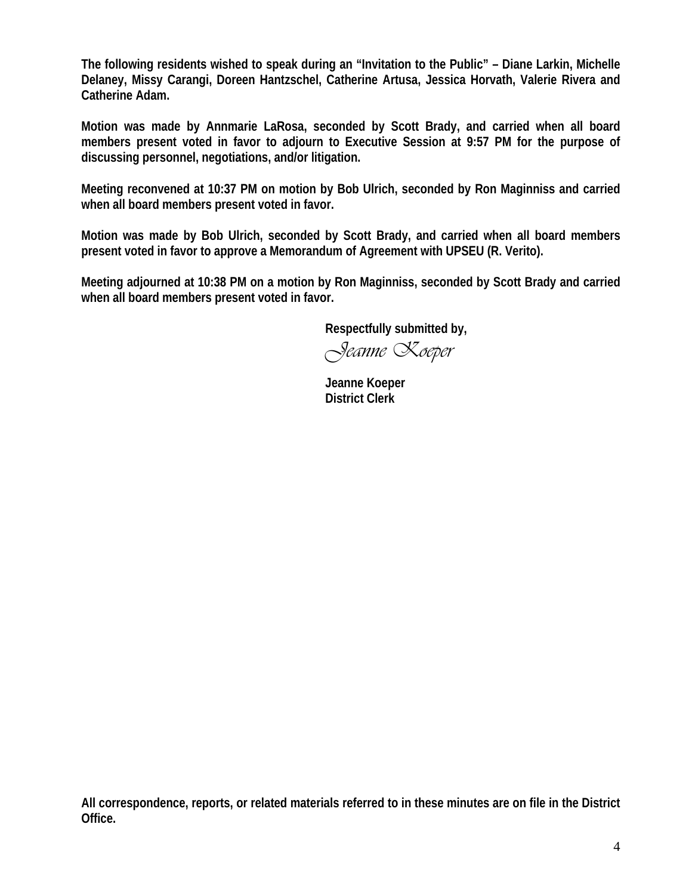**The following residents wished to speak during an "Invitation to the Public" – Diane Larkin, Michelle Delaney, Missy Carangi, Doreen Hantzschel, Catherine Artusa, Jessica Horvath, Valerie Rivera and Catherine Adam.**

**Motion was made by Annmarie LaRosa, seconded by Scott Brady, and carried when all board members present voted in favor to adjourn to Executive Session at 9:57 PM for the purpose of discussing personnel, negotiations, and/or litigation.**

**Meeting reconvened at 10:37 PM on motion by Bob Ulrich, seconded by Ron Maginniss and carried when all board members present voted in favor.**

**Motion was made by Bob Ulrich, seconded by Scott Brady, and carried when all board members present voted in favor to approve a Memorandum of Agreement with UPSEU (R. Verito).**

**Meeting adjourned at 10:38 PM on a motion by Ron Maginniss, seconded by Scott Brady and carried when all board members present voted in favor.**

**Respectfully submitted by,**

*Jeanne Koeper*

**Jeanne Koeper**
**District Clerk**

**All correspondence, reports, or related materials referred to in these minutes are on file in the District Office.**